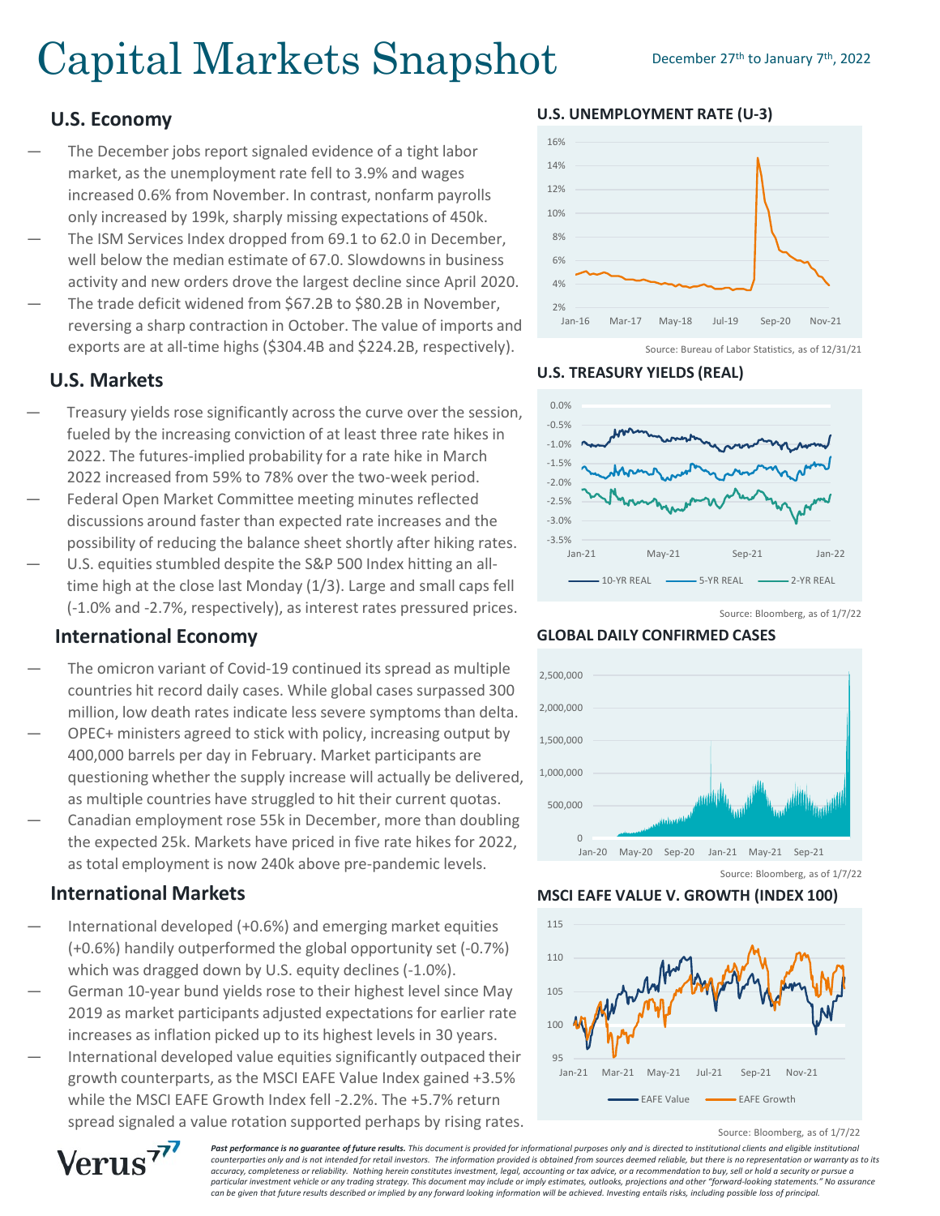# Capital Markets Snapshot

December 27th to January 7th, 2022

## U.S. Economy

- The December jobs report signaled evidence of a tight labor market, as the unemployment rate fell to 3.9% and wages increased 0.6% from November. In contrast, nonfarm payrolls only increased by 199k, sharply missing expectations of 450k.
- The ISM Services Index dropped from 69.1 to 62.0 in December, well below the median estimate of 67.0. Slowdowns in business activity and new orders drove the largest decline since April 2020.
- The trade deficit widened from $67.2B to $80.2B in November, reversing a sharp contraction in October. The value of imports and exports are at all-time highs ($304.4B and $224.2B, respectively).

## U.S. Markets

- Treasury yields rose significantly across the curve over the session, fueled by the increasing conviction of at least three rate hikes in 2022. The futures-implied probability for a rate hike in March 2022 increased from 59% to 78% over the two-week period.
- Federal Open Market Committee meeting minutes reflected discussions around faster than expected rate increases and the possibility of reducing the balance sheet shortly after hiking rates.
- U.S. equities stumbled despite the S&P 500 Index hitting an all-time high at the close last Monday (1/3). Large and small caps fell (-1.0% and -2.7%, respectively), as interest rates pressured prices.

## International Economy

- The omicron variant of Covid-19 continued its spread as multiple countries hit record daily cases. While global cases surpassed 300 million, low death rates indicate less severe symptoms than delta.
- OPEC+ ministers agreed to stick with policy, increasing output by 400,000 barrels per day in February. Market participants are questioning whether the supply increase will actually be delivered, as multiple countries have struggled to hit their current quotas.
- Canadian employment rose 55k in December, more than doubling the expected 25k. Markets have priced in five rate hikes for 2022, as total employment is now 240k above pre-pandemic levels.

## International Markets

- International developed (+0.6%) and emerging market equities (+0.6%) handily outperformed the global opportunity set (-0.7%) which was dragged down by U.S. equity declines (-1.0%).
- German 10-year bund yields rose to their highest level since May 2019 as market participants adjusted expectations for earlier rate increases as inflation picked up to its highest levels in 30 years.
- International developed value equities significantly outpaced their growth counterparts, as the MSCI EAFE Value Index gained +3.5% while the MSCI EAFE Growth Index fell -2.2%. The +5.7% return spread signaled a value rotation supported perhaps by rising rates.

**U.S. UNEMPLOYMENT RATE (U-3)**

Source: Bureau of Labor Statistics, as of 12/31/21

**U.S. TREASURY YIELDS (REAL)**

Source: Bloomberg, as of 1/7/22

**GLOBAL DAILY CONFIRMED CASES**

Source: Bloomberg, as of 1/7/22

**MSCI EAFE VALUE V. GROWTH (INDEX 100)**

Source: Bloomberg, as of 1/7/22

*Past performance is no guarantee of future results. This document is provided for informational purposes only and is directed to institutional clients and eligible institutional counterparties only and is not intended for retail investors. The information provided is obtained from sources deemed reliable, but there is no representation or warranty as to its accuracy, completeness or reliability. Nothing herein constitutes investment, legal, accounting or tax advice, or a recommendation to buy, sell or hold a security or pursue a particular investment vehicle or any trading strategy. This document may include or imply estimates, outlooks, projections and other "forward-looking statements." No assurance can be given that future results described or implied by any forward looking information will be achieved. Investing entails risks, including possible loss of principal.*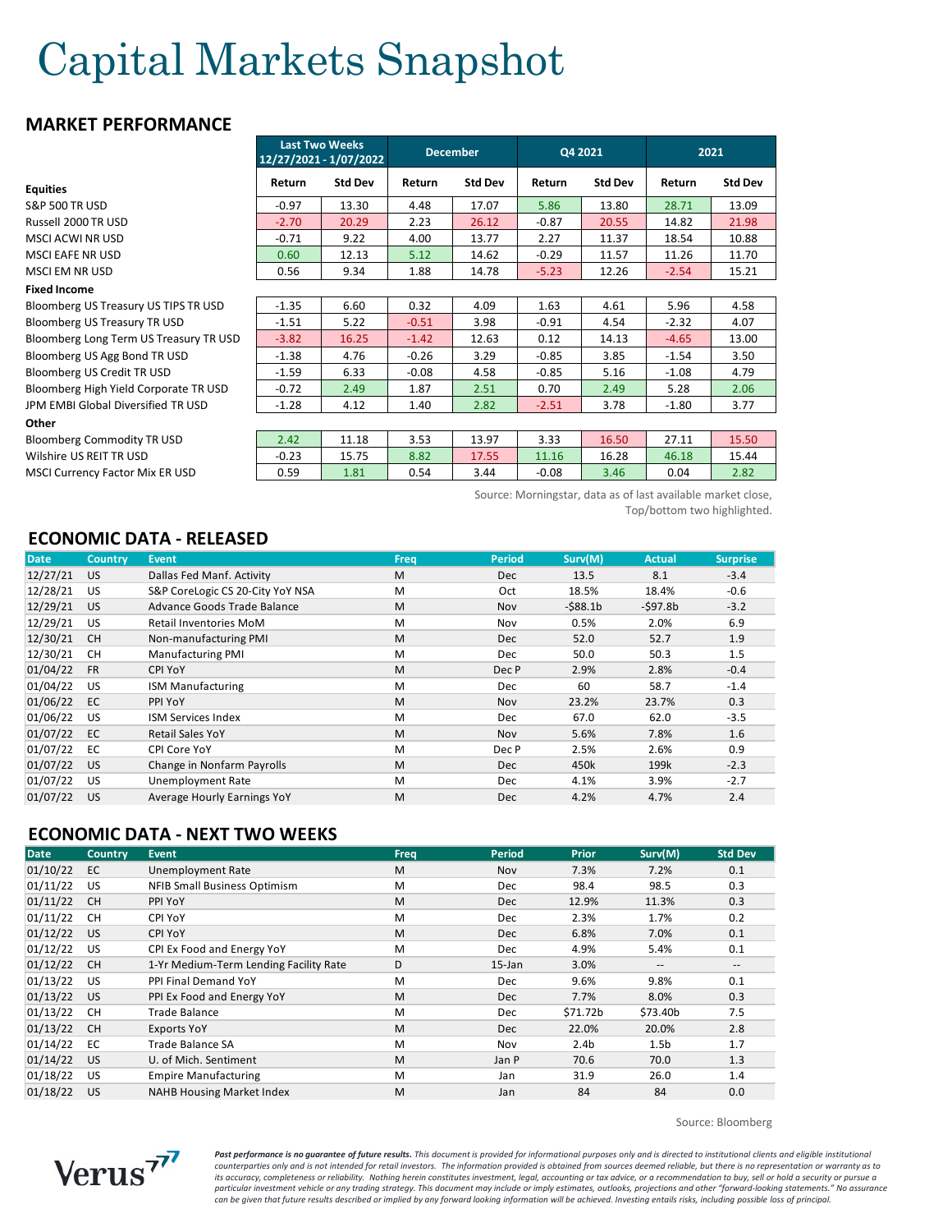# Capital Markets Snapshot

## MARKET PERFORMANCE

| | Last Two Weeks 12/27/2021 - 1/07/2022 | | December | | Q4 2021 | | 2021 | |
|---|---|---|---|---|---|---|---|---|
| | Return | Std Dev | Return | Std Dev | Return | Std Dev | Return | Std Dev |
| **Equities** | | | | | | | | |
| S&P 500 TR USD | -0.97 | 13.30 | 4.48 | 17.07 | 5.86 | 13.80 | 28.71 | 13.09 |
| Russell 2000 TR USD | -2.70 | 20.29 | 2.23 | 26.12 | -0.87 | 20.55 | 14.82 | 21.98 |
| MSCI ACWI NR USD | -0.71 | 9.22 | 4.00 | 13.77 | 2.27 | 11.37 | 18.54 | 10.88 |
| MSCI EAFE NR USD | 0.60 | 12.13 | 5.12 | 14.62 | -0.29 | 11.57 | 11.26 | 11.70 |
| MSCI EM NR USD | 0.56 | 9.34 | 1.88 | 14.78 | -5.23 | 12.26 | -2.54 | 15.21 |
| **Fixed Income** | | | | | | | | |
| Bloomberg US Treasury US TIPS TR USD | -1.35 | 6.60 | 0.32 | 4.09 | 1.63 | 4.61 | 5.96 | 4.58 |
| Bloomberg US Treasury TR USD | -1.51 | 5.22 | -0.51 | 3.98 | -0.91 | 4.54 | -2.32 | 4.07 |
| Bloomberg Long Term US Treasury TR USD | -3.82 | 16.25 | -1.42 | 12.63 | 0.12 | 14.13 | -4.65 | 13.00 |
| Bloomberg US Agg Bond TR USD | -1.38 | 4.76 | -0.26 | 3.29 | -0.85 | 3.85 | -1.54 | 3.50 |
| Bloomberg US Credit TR USD | -1.59 | 6.33 | -0.08 | 4.58 | -0.85 | 5.16 | -1.08 | 4.79 |
| Bloomberg High Yield Corporate TR USD | -0.72 | 2.49 | 1.87 | 2.51 | 0.70 | 2.49 | 5.28 | 2.06 |
| JPM EMBI Global Diversified TR USD | -1.28 | 4.12 | 1.40 | 2.82 | -2.51 | 3.78 | -1.80 | 3.77 |
| **Other** | | | | | | | | |
| Bloomberg Commodity TR USD | 2.42 | 11.18 | 3.53 | 13.97 | 3.33 | 16.50 | 27.11 | 15.50 |
| Wilshire US REIT TR USD | -0.23 | 15.75 | 8.82 | 17.55 | 11.16 | 16.28 | 46.18 | 15.44 |
| MSCI Currency Factor Mix ER USD | 0.59 | 1.81 | 0.54 | 3.44 | -0.08 | 3.46 | 0.04 | 2.82 |

Source: Morningstar, data as of last available market close, Top/bottom two highlighted.

## ECONOMIC DATA - RELEASED

| Date | Country | Event | Freq | Period | Surv(M) | Actual | Surprise |
|---|---|---|---|---|---|---|---|
| 12/27/21 | US | Dallas Fed Manf. Activity | M | Dec | 13.5 | 8.1 | -3.4 |
| 12/28/21 | US | S&P CoreLogic CS 20-City YoY NSA | M | Oct | 18.5% | 18.4% | -0.6 |
| 12/29/21 | US | Advance Goods Trade Balance | M | Nov | -$88.1b | -$97.8b | -3.2 |
| 12/29/21 | US | Retail Inventories MoM | M | Nov | 0.5% | 2.0% | 6.9 |
| 12/30/21 | CH | Non-manufacturing PMI | M | Dec | 52.0 | 52.7 | 1.9 |
| 12/30/21 | CH | Manufacturing PMI | M | Dec | 50.0 | 50.3 | 1.5 |
| 01/04/22 | FR | CPI YoY | M | Dec P | 2.9% | 2.8% | -0.4 |
| 01/04/22 | US | ISM Manufacturing | M | Dec | 60 | 58.7 | -1.4 |
| 01/06/22 | EC | PPI YoY | M | Nov | 23.2% | 23.7% | 0.3 |
| 01/06/22 | US | ISM Services Index | M | Dec | 67.0 | 62.0 | -3.5 |
| 01/07/22 | EC | Retail Sales YoY | M | Nov | 5.6% | 7.8% | 1.6 |
| 01/07/22 | EC | CPI Core YoY | M | Dec P | 2.5% | 2.6% | 0.9 |
| 01/07/22 | US | Change in Nonfarm Payrolls | M | Dec | 450k | 199k | -2.3 |
| 01/07/22 | US | Unemployment Rate | M | Dec | 4.1% | 3.9% | -2.7 |
| 01/07/22 | US | Average Hourly Earnings YoY | M | Dec | 4.2% | 4.7% | 2.4 |

## ECONOMIC DATA - NEXT TWO WEEKS

| Date | Country | Event | Freq | Period | Prior | Surv(M) | Std Dev |
|---|---|---|---|---|---|---|---|
| 01/10/22 | EC | Unemployment Rate | M | Nov | 7.3% | 7.2% | 0.1 |
| 01/11/22 | US | NFIB Small Business Optimism | M | Dec | 98.4 | 98.5 | 0.3 |
| 01/11/22 | CH | PPI YoY | M | Dec | 12.9% | 11.3% | 0.3 |
| 01/11/22 | CH | CPI YoY | M | Dec | 2.3% | 1.7% | 0.2 |
| 01/12/22 | US | CPI YoY | M | Dec | 6.8% | 7.0% | 0.1 |
| 01/12/22 | US | CPI Ex Food and Energy YoY | M | Dec | 4.9% | 5.4% | 0.1 |
| 01/12/22 | CH | 1-Yr Medium-Term Lending Facility Rate | D | 15-Jan | 3.0% | -- | -- |
| 01/13/22 | US | PPI Final Demand YoY | M | Dec | 9.6% | 9.8% | 0.1 |
| 01/13/22 | US | PPI Ex Food and Energy YoY | M | Dec | 7.7% | 8.0% | 0.3 |
| 01/13/22 | CH | Trade Balance | M | Dec | $71.72b | $73.40b | 7.5 |
| 01/13/22 | CH | Exports YoY | M | Dec | 22.0% | 20.0% | 2.8 |
| 01/14/22 | EC | Trade Balance SA | M | Nov | 2.4b | 1.5b | 1.7 |
| 01/14/22 | US | U. of Mich. Sentiment | M | Jan P | 70.6 | 70.0 | 1.3 |
| 01/18/22 | US | Empire Manufacturing | M | Jan | 31.9 | 26.0 | 1.4 |
| 01/18/22 | US | NAHB Housing Market Index | M | Jan | 84 | 84 | 0.0 |

Source: Bloomberg

Verus

***Past performance is no guarantee of future results.*** *This document is provided for informational purposes only and is directed to institutional clients and eligible institutional counterparties only and is not intended for retail investors. The information provided is obtained from sources deemed reliable, but there is no representation or warranty as to its accuracy, completeness or reliability. Nothing herein constitutes investment, legal, accounting or tax advice, or a recommendation to buy, sell or hold a security or pursue a particular investment vehicle or any trading strategy. This document may include or imply estimates, outlooks, projections and other "forward-looking statements." No assurance can be given that future results described or implied by any forward looking information will be achieved. Investing entails risks, including possible loss of principal.*